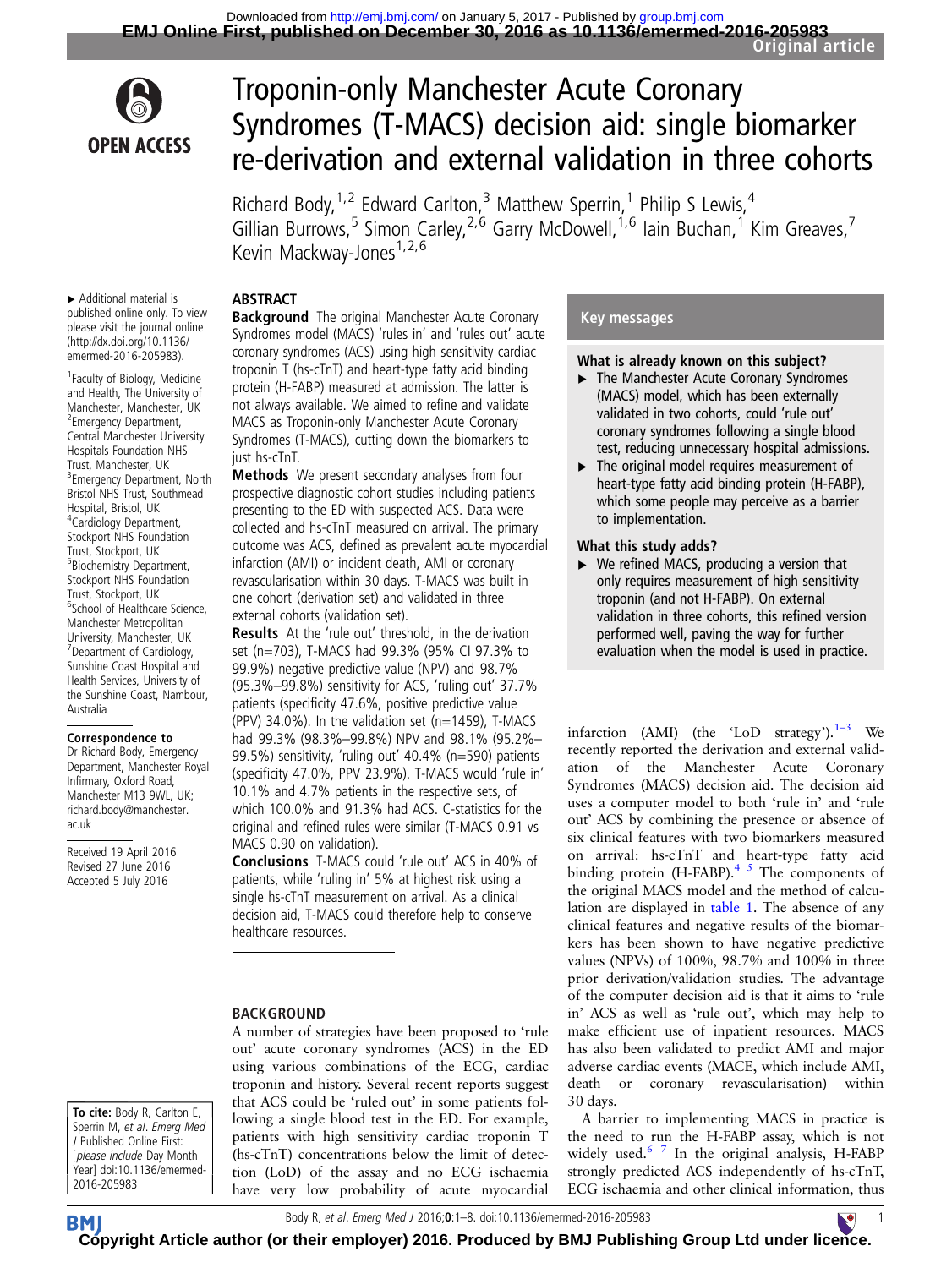# Troponin-only Manchester Acute Coronary Syndromes (T-MACS) decision aid: single biomarker re-derivation and external validation in three cohorts

Richard Body,[1,2] Edward Carlton,[3] Matthew Sperrin,[1] Philip S Lewis,[4] Gillian Burrows,[5] Simon Carley,[2,6] Garry McDowell,[1,6] Iain Buchan,[1] Kim Greaves,[7] Kevin Mackway-Jones[1,2,6]

▸ Additional material is published online only. To view please visit the journal online (http://dx.doi.org/10.1136/emermed-2016-205983).

[1]Faculty of Biology, Medicine and Health, The University of Manchester, Manchester, UK
[2]Emergency Department, Central Manchester University Hospitals Foundation NHS Trust, Manchester, UK
[3]Emergency Department, North Bristol NHS Trust, Southmead Hospital, Bristol, UK
[4]Cardiology Department, Stockport NHS Foundation Trust, Stockport, UK
[5]Biochemistry Department, Stockport NHS Foundation Trust, Stockport, UK
[6]School of Healthcare Science, Manchester Metropolitan University, Manchester, UK
[7]Department of Cardiology, Sunshine Coast Hospital and Health Services, University of the Sunshine Coast, Nambour, Australia

**Correspondence to**
Dr Richard Body, Emergency Department, Manchester Royal Infirmary, Oxford Road, Manchester M13 9WL, UK; richard.body@manchester.ac.uk

Received 19 April 2016
Revised 27 June 2016
Accepted 5 July 2016

**To cite:** Body R, Carlton E, Sperrin M, *et al*. *Emerg Med J* Published Online First: [*please include* Day Month Year] doi:10.1136/emermed-2016-205983

## ABSTRACT

**Background** The original Manchester Acute Coronary Syndromes model (MACS) 'rules in' and 'rules out' acute coronary syndromes (ACS) using high sensitivity cardiac troponin T (hs-cTnT) and heart-type fatty acid binding protein (H-FABP) measured at admission. The latter is not always available. We aimed to refine and validate MACS as Troponin-only Manchester Acute Coronary Syndromes (T-MACS), cutting down the biomarkers to just hs-cTnT.

**Methods** We present secondary analyses from four prospective diagnostic cohort studies including patients presenting to the ED with suspected ACS. Data were collected and hs-cTnT measured on arrival. The primary outcome was ACS, defined as prevalent acute myocardial infarction (AMI) or incident death, AMI or coronary revascularisation within 30 days. T-MACS was built in one cohort (derivation set) and validated in three external cohorts (validation set).

**Results** At the 'rule out' threshold, in the derivation set (n=703), T-MACS had 99.3% (95% CI 97.3% to 99.9%) negative predictive value (NPV) and 98.7% (95.3%–99.8%) sensitivity for ACS, 'ruling out' 37.7% patients (specificity 47.6%, positive predictive value (PPV) 34.0%). In the validation set (n=1459), T-MACS had 99.3% (98.3%–99.8%) NPV and 98.1% (95.2%–99.5%) sensitivity, 'ruling out' 40.4% (n=590) patients (specificity 47.0%, PPV 23.9%). T-MACS would 'rule in' 10.1% and 4.7% patients in the respective sets, of which 100.0% and 91.3% had ACS. C-statistics for the original and refined rules were similar (T-MACS 0.91 vs MACS 0.90 on validation).

**Conclusions** T-MACS could 'rule out' ACS in 40% of patients, while 'ruling in' 5% at highest risk using a single hs-cTnT measurement on arrival. As a clinical decision aid, T-MACS could therefore help to conserve healthcare resources.

## Key messages

**What is already known on this subject?**

- ▸ The Manchester Acute Coronary Syndromes (MACS) model, which has been externally validated in two cohorts, could 'rule out' coronary syndromes following a single blood test, reducing unnecessary hospital admissions.
- ▸ The original model requires measurement of heart-type fatty acid binding protein (H-FABP), which some people may perceive as a barrier to implementation.

**What this study adds?**

- ▸ We refined MACS, producing a version that only requires measurement of high sensitivity troponin (and not H-FABP). On external validation in three cohorts, this refined version performed well, paving the way for further evaluation when the model is used in practice.

## BACKGROUND

A number of strategies have been proposed to 'rule out' acute coronary syndromes (ACS) in the ED using various combinations of the ECG, cardiac troponin and history. Several recent reports suggest that ACS could be 'ruled out' in some patients following a single blood test in the ED. For example, patients with high sensitivity cardiac troponin T (hs-cTnT) concentrations below the limit of detection (LoD) of the assay and no ECG ischaemia have very low probability of acute myocardial infarction (AMI) (the 'LoD strategy').[1–3] We recently reported the derivation and external validation of the Manchester Acute Coronary Syndromes (MACS) decision aid. The decision aid uses a computer model to both 'rule in' and 'rule out' ACS by combining the presence or absence of six clinical features with two biomarkers measured on arrival: hs-cTnT and heart-type fatty acid binding protein (H-FABP).[4 5] The components of the original MACS model and the method of calculation are displayed in table 1. The absence of any clinical features and negative results of the biomarkers has been shown to have negative predictive values (NPVs) of 100%, 98.7% and 100% in three prior derivation/validation studies. The advantage of the computer decision aid is that it aims to 'rule in' ACS as well as 'rule out', which may help to make efficient use of inpatient resources. MACS has also been validated to predict AMI and major adverse cardiac events (MACE, which include AMI, death or coronary revascularisation) within 30 days.

A barrier to implementing MACS in practice is the need to run the H-FABP assay, which is not widely used.[6 7] In the original analysis, H-FABP strongly predicted ACS independently of hs-cTnT, ECG ischaemia and other clinical information, thus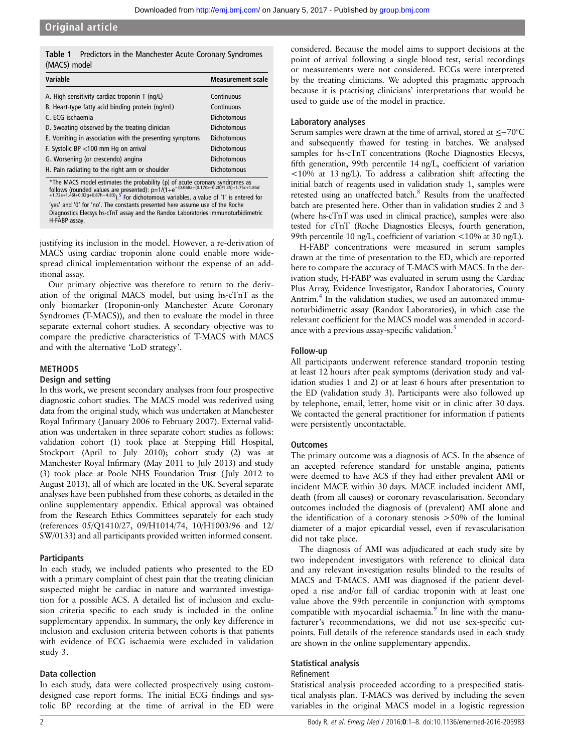**Table 1** Predictors in the Manchester Acute Coronary Syndromes (MACS) model

| Variable | Measurement scale |
|---|---|
| A. High sensitivity cardiac troponin T (ng/L) | Continuous |
| B. Heart-type fatty acid binding protein (ng/mL) | Continuous |
| C. ECG ischaemia | Dichotomous |
| D. Sweating observed by the treating clinician | Dichotomous |
| E. Vomiting in association with the presenting symptoms | Dichotomous |
| F. Systolic BP <100 mm Hg on arrival | Dichotomous |
| G. Worsening (or crescendo) angina | Dichotomous |
| H. Pain radiating to the right arm or shoulder | Dichotomous |

*The MACS model estimates the probability (p) of acute coronary syndromes as follows (rounded values are presented): $p=1/(1+e^{-(0.068a+(0.17(b-0.28)/1.35)+1.75c+1.85d+1.72e+1.46f+0.92g+0.87h-4.83)})$.[5] For dichotomous variables, a value of '1' is entered for 'yes' and '0' for 'no'. The constants presented here assume use of the Roche Diagnostics Elecsys hs-cTnT assay and the Randox Laboratories immunoturbidimetric H-FABP assay.

justifying its inclusion in the model. However, a re-derivation of MACS using cardiac troponin alone could enable more widespread clinical implementation without the expense of an additional assay.

Our primary objective was therefore to return to the derivation of the original MACS model, but using hs-cTnT as the only biomarker (Troponin-only Manchester Acute Coronary Syndromes (T-MACS)), and then to evaluate the model in three separate external cohort studies. A secondary objective was to compare the predictive characteristics of T-MACS with MACS and with the alternative 'LoD strategy'.

## METHODS

### Design and setting

In this work, we present secondary analyses from four prospective diagnostic cohort studies. The MACS model was rederived using data from the original study, which was undertaken at Manchester Royal Infirmary (January 2006 to February 2007). External validation was undertaken in three separate cohort studies as follows: validation cohort (1) took place at Stepping Hill Hospital, Stockport (April to July 2010); cohort study (2) was at Manchester Royal Infirmary (May 2011 to July 2013) and study (3) took place at Poole NHS Foundation Trust (July 2012 to August 2013), all of which are located in the UK. Several separate analyses have been published from these cohorts, as detailed in the online supplementary appendix. Ethical approval was obtained from the Research Ethics Committees separately for each study (references 05/Q1410/27, 09/H1014/74, 10/H1003/96 and 12/SW/0133) and all participants provided written informed consent.

### Participants

In each study, we included patients who presented to the ED with a primary complaint of chest pain that the treating clinician suspected might be cardiac in nature and warranted investigation for a possible ACS. A detailed list of inclusion and exclusion criteria specific to each study is included in the online supplementary appendix. In summary, the only key difference in inclusion and exclusion criteria between cohorts is that patients with evidence of ECG ischaemia were excluded in validation study 3.

### Data collection

In each study, data were collected prospectively using custom-designed case report forms. The initial ECG findings and systolic BP recording at the time of arrival in the ED were considered. Because the model aims to support decisions at the point of arrival following a single blood test, serial recordings or measurements were not considered. ECGs were interpreted by the treating clinicians. We adopted this pragmatic approach because it is practising clinicians' interpretations that would be used to guide use of the model in practice.

### Laboratory analyses

Serum samples were drawn at the time of arrival, stored at ≤−70°C and subsequently thawed for testing in batches. We analysed samples for hs-cTnT concentrations (Roche Diagnostics Elecsys, fifth generation, 99th percentile 14 ng/L, coefficient of variation <10% at 13 ng/L). To address a calibration shift affecting the initial batch of reagents used in validation study 1, samples were retested using an unaffected batch.[8] Results from the unaffected batch are presented here. Other than in validation studies 2 and 3 (where hs-cTnT was used in clinical practice), samples were also tested for cTnT (Roche Diagnostics Elecsys, fourth generation, 99th percentile 10 ng/L, coefficient of variation <10% at 30 ng/L).

H-FABP concentrations were measured in serum samples drawn at the time of presentation to the ED, which are reported here to compare the accuracy of T-MACS with MACS. In the derivation study, H-FABP was evaluated in serum using the Cardiac Plus Array, Evidence Investigator, Randox Laboratories, County Antrim.[4] In the validation studies, we used an automated immunoturbidimetric assay (Randox Laboratories), in which case the relevant coefficient for the MACS model was amended in accordance with a previous assay-specific validation.[5]

### Follow-up

All participants underwent reference standard troponin testing at least 12 hours after peak symptoms (derivation study and validation studies 1 and 2) or at least 6 hours after presentation to the ED (validation study 3). Participants were also followed up by telephone, email, letter, home visit or in clinic after 30 days. We contacted the general practitioner for information if patients were persistently uncontactable.

### Outcomes

The primary outcome was a diagnosis of ACS. In the absence of an accepted reference standard for unstable angina, patients were deemed to have ACS if they had either prevalent AMI or incident MACE within 30 days. MACE included incident AMI, death (from all causes) or coronary revascularisation. Secondary outcomes included the diagnosis of (prevalent) AMI alone and the identification of a coronary stenosis >50% of the luminal diameter of a major epicardial vessel, even if revascularisation did not take place.

The diagnosis of AMI was adjudicated at each study site by two independent investigators with reference to clinical data and any relevant investigation results blinded to the results of MACS and T-MACS. AMI was diagnosed if the patient developed a rise and/or fall of cardiac troponin with at least one value above the 99th percentile in conjunction with symptoms compatible with myocardial ischaemia.[9] In line with the manufacturer's recommendations, we did not use sex-specific cutpoints. Full details of the reference standards used in each study are shown in the online supplementary appendix.

### Statistical analysis

#### Refinement

Statistical analysis proceeded according to a prespecified statistical analysis plan. T-MACS was derived by including the seven variables in the original MACS model in a logistic regression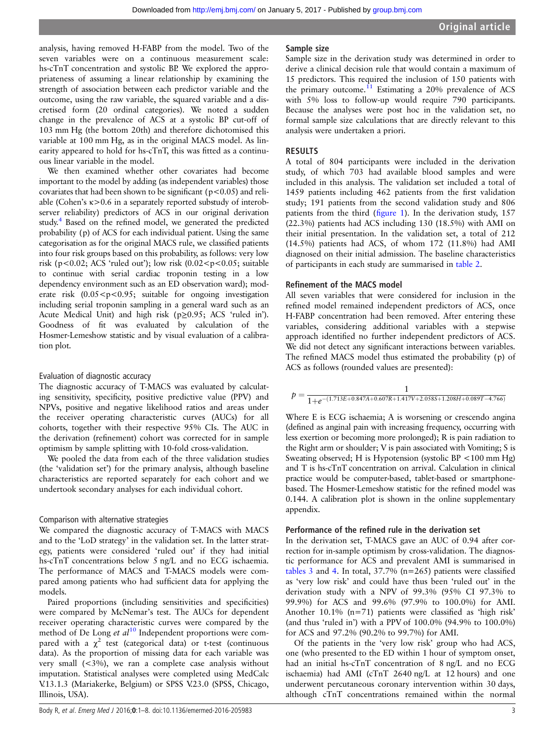analysis, having removed H-FABP from the model. Two of the seven variables were on a continuous measurement scale: hs-cTnT concentration and systolic BP. We explored the appropriateness of assuming a linear relationship by examining the strength of association between each predictor variable and the outcome, using the raw variable, the squared variable and a discretised form (20 ordinal categories). We noted a sudden change in the prevalence of ACS at a systolic BP cut-off of 103 mm Hg (the bottom 20th) and therefore dichotomised this variable at 100 mm Hg, as in the original MACS model. As linearity appeared to hold for hs-cTnT, this was fitted as a continuous linear variable in the model.

We then examined whether other covariates had become important to the model by adding (as independent variables) those covariates that had been shown to be significant ($p<0.05$) and reliable (Cohen's $\kappa>0.6$ in a separately reported substudy of interobserver reliability) predictors of ACS in our original derivation study.[4] Based on the refined model, we generated the predicted probability (p) of ACS for each individual patient. Using the same categorisation as for the original MACS rule, we classified patients into four risk groups based on this probability, as follows: very low risk ($p<0.02$; ACS 'ruled out'); low risk ($0.02<p<0.05$; suitable to continue with serial cardiac troponin testing in a low dependency environment such as an ED observation ward); moderate risk ($0.05<p<0.95$; suitable for ongoing investigation including serial troponin sampling in a general ward such as an Acute Medical Unit) and high risk ($p\geq0.95$; ACS 'ruled in'). Goodness of fit was evaluated by calculation of the Hosmer-Lemeshow statistic and by visual evaluation of a calibration plot.

### Evaluation of diagnostic accuracy

The diagnostic accuracy of T-MACS was evaluated by calculating sensitivity, specificity, positive predictive value (PPV) and NPVs, positive and negative likelihood ratios and areas under the receiver operating characteristic curves (AUCs) for all cohorts, together with their respective 95% CIs. The AUC in the derivation (refinement) cohort was corrected for in sample optimism by sample splitting with 10-fold cross-validation.

We pooled the data from each of the three validation studies (the 'validation set') for the primary analysis, although baseline characteristics are reported separately for each cohort and we undertook secondary analyses for each individual cohort.

### Comparison with alternative strategies

We compared the diagnostic accuracy of T-MACS with MACS and to the 'LoD strategy' in the validation set. In the latter strategy, patients were considered 'ruled out' if they had initial hs-cTnT concentrations below 5 ng/L and no ECG ischaemia. The performance of MACS and T-MACS models were compared among patients who had sufficient data for applying the models.

Paired proportions (including sensitivities and specificities) were compared by McNemar's test. The AUCs for dependent receiver operating characteristic curves were compared by the method of De Long *et al*[10] Independent proportions were compared with a $\chi^2$ test (categorical data) or t-test (continuous data). As the proportion of missing data for each variable was very small (<3%), we ran a complete case analysis without imputation. Statistical analyses were completed using MedCalc V.13.1.3 (Mariakerke, Belgium) or SPSS V.23.0 (SPSS, Chicago, Illinois, USA).

### Sample size

Sample size in the derivation study was determined in order to derive a clinical decision rule that would contain a maximum of 15 predictors. This required the inclusion of 150 patients with the primary outcome.[11] Estimating a 20% prevalence of ACS with 5% loss to follow-up would require 790 participants. Because the analyses were post hoc in the validation set, no formal sample size calculations that are directly relevant to this analysis were undertaken a priori.

## RESULTS

A total of 804 participants were included in the derivation study, of which 703 had available blood samples and were included in this analysis. The validation set included a total of 1459 patients including 462 patients from the first validation study; 191 patients from the second validation study and 806 patients from the third (figure 1). In the derivation study, 157 (22.3%) patients had ACS including 130 (18.5%) with AMI on their initial presentation. In the validation set, a total of 212 (14.5%) patients had ACS, of whom 172 (11.8%) had AMI diagnosed on their initial admission. The baseline characteristics of participants in each study are summarised in table 2.

### Refinement of the MACS model

All seven variables that were considered for inclusion in the refined model remained independent predictors of ACS, once H-FABP concentration had been removed. After entering these variables, considering additional variables with a stepwise approach identified no further independent predictors of ACS. We did not detect any significant interactions between variables. The refined MACS model thus estimated the probability (p) of ACS as follows (rounded values are presented):

$$p = \frac{1}{1+e^{-(1.713E+0.847A+0.607R+1.417V+2.058S+1.208H+0.089T-4.766)}}$$

Where E is ECG ischaemia; A is worsening or crescendo angina (defined as anginal pain with increasing frequency, occurring with less exertion or becoming more prolonged); R is pain radiation to the Right arm or shoulder; V is pain associated with Vomiting; S is Sweating observed; H is Hypotension (systolic BP <100 mm Hg) and T is hs-cTnT concentration on arrival. Calculation in clinical practice would be computer-based, tablet-based or smartphone-based. The Hosmer-Lemeshow statistic for the refined model was 0.144. A calibration plot is shown in the online supplementary appendix.

### Performance of the refined rule in the derivation set

In the derivation set, T-MACS gave an AUC of 0.94 after correction for in-sample optimism by cross-validation. The diagnostic performance for ACS and prevalent AMI is summarised in tables 3 and 4. In total, 37.7% (n=265) patients were classified as 'very low risk' and could have thus been 'ruled out' in the derivation study with a NPV of 99.3% (95% CI 97.3% to 99.9%) for ACS and 99.6% (97.9% to 100.0%) for AMI. Another 10.1% (n=71) patients were classified as 'high risk' (and thus 'ruled in') with a PPV of 100.0% (94.9% to 100.0%) for ACS and 97.2% (90.2% to 99.7%) for AMI.

Of the patients in the 'very low risk' group who had ACS, one (who presented to the ED within 1 hour of symptom onset, had an initial hs-cTnT concentration of 8 ng/L and no ECG ischaemia) had AMI (cTnT 2640 ng/L at 12 hours) and one underwent percutaneous coronary intervention within 30 days, although cTnT concentrations remained within the normal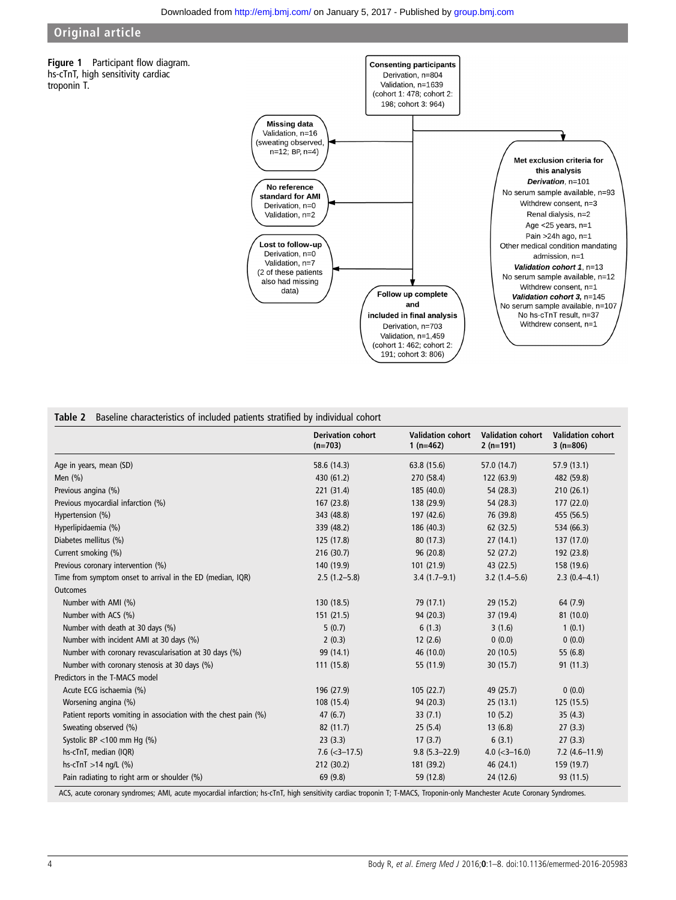**Figure 1** Participant flow diagram. hs-cTnT, high sensitivity cardiac troponin T.

Consenting participants
Derivation, n=804
Validation, n=1639
(cohort 1: 478; cohort 2: 198; cohort 3: 964)

Missing data
Validation, n=16
(sweating observed, n=12; BP, n=4)

No reference standard for AMI
Derivation, n=0
Validation, n=2

Lost to follow-up
Derivation, n=0
Validation, n=7
(2 of these patients also had missing data)

Follow up complete and included in final analysis
Derivation, n=703
Validation, n=1,459
(cohort 1: 462; cohort 2: 191; cohort 3: 806)

Met exclusion criteria for this analysis
*Derivation*, n=101
No serum sample available, n=93
Withdrew consent, n=3
Renal dialysis, n=2
Age <25 years, n=1
Pain >24h ago, n=1
Other medical condition mandating admission, n=1
*Validation cohort 1*, n=13
No serum sample available, n=12
Withdrew consent, n=1
*Validation cohort 3*, n=145
No serum sample available, n=107
No hs-cTnT result, n=37
Withdrew consent, n=1

**Table 2** Baseline characteristics of included patients stratified by individual cohort

| | Derivation cohort (n=703) | Validation cohort 1 (n=462) | Validation cohort 2 (n=191) | Validation cohort 3 (n=806) |
|---|---|---|---|---|
| Age in years, mean (SD) | 58.6 (14.3) | 63.8 (15.6) | 57.0 (14.7) | 57.9 (13.1) |
| Men (%) | 430 (61.2) | 270 (58.4) | 122 (63.9) | 482 (59.8) |
| Previous angina (%) | 221 (31.4) | 185 (40.0) | 54 (28.3) | 210 (26.1) |
| Previous myocardial infarction (%) | 167 (23.8) | 138 (29.9) | 54 (28.3) | 177 (22.0) |
| Hypertension (%) | 343 (48.8) | 197 (42.6) | 76 (39.8) | 455 (56.5) |
| Hyperlipidaemia (%) | 339 (48.2) | 186 (40.3) | 62 (32.5) | 534 (66.3) |
| Diabetes mellitus (%) | 125 (17.8) | 80 (17.3) | 27 (14.1) | 137 (17.0) |
| Current smoking (%) | 216 (30.7) | 96 (20.8) | 52 (27.2) | 192 (23.8) |
| Previous coronary intervention (%) | 140 (19.9) | 101 (21.9) | 43 (22.5) | 158 (19.6) |
| Time from symptom onset to arrival in the ED (median, IQR) | 2.5 (1.2–5.8) | 3.4 (1.7–9.1) | 3.2 (1.4–5.6) | 2.3 (0.4–4.1) |
| Outcomes | | | | |
| Number with AMI (%) | 130 (18.5) | 79 (17.1) | 29 (15.2) | 64 (7.9) |
| Number with ACS (%) | 151 (21.5) | 94 (20.3) | 37 (19.4) | 81 (10.0) |
| Number with death at 30 days (%) | 5 (0.7) | 6 (1.3) | 3 (1.6) | 1 (0.1) |
| Number with incident AMI at 30 days (%) | 2 (0.3) | 12 (2.6) | 0 (0.0) | 0 (0.0) |
| Number with coronary revascularisation at 30 days (%) | 99 (14.1) | 46 (10.0) | 20 (10.5) | 55 (6.8) |
| Number with coronary stenosis at 30 days (%) | 111 (15.8) | 55 (11.9) | 30 (15.7) | 91 (11.3) |
| Predictors in the T-MACS model | | | | |
| Acute ECG ischaemia (%) | 196 (27.9) | 105 (22.7) | 49 (25.7) | 0 (0.0) |
| Worsening angina (%) | 108 (15.4) | 94 (20.3) | 25 (13.1) | 125 (15.5) |
| Patient reports vomiting in association with the chest pain (%) | 47 (6.7) | 33 (7.1) | 10 (5.2) | 35 (4.3) |
| Sweating observed (%) | 82 (11.7) | 25 (5.4) | 13 (6.8) | 27 (3.3) |
| Systolic BP <100 mm Hg (%) | 23 (3.3) | 17 (3.7) | 6 (3.1) | 27 (3.3) |
| hs-cTnT, median (IQR) | 7.6 (<3–17.5) | 9.8 (5.3–22.9) | 4.0 (<3–16.0) | 7.2 (4.6–11.9) |
| hs-cTnT >14 ng/L (%) | 212 (30.2) | 181 (39.2) | 46 (24.1) | 159 (19.7) |
| Pain radiating to right arm or shoulder (%) | 69 (9.8) | 59 (12.8) | 24 (12.6) | 93 (11.5) |

ACS, acute coronary syndromes; AMI, acute myocardial infarction; hs-cTnT, high sensitivity cardiac troponin T; T-MACS, Troponin-only Manchester Acute Coronary Syndromes.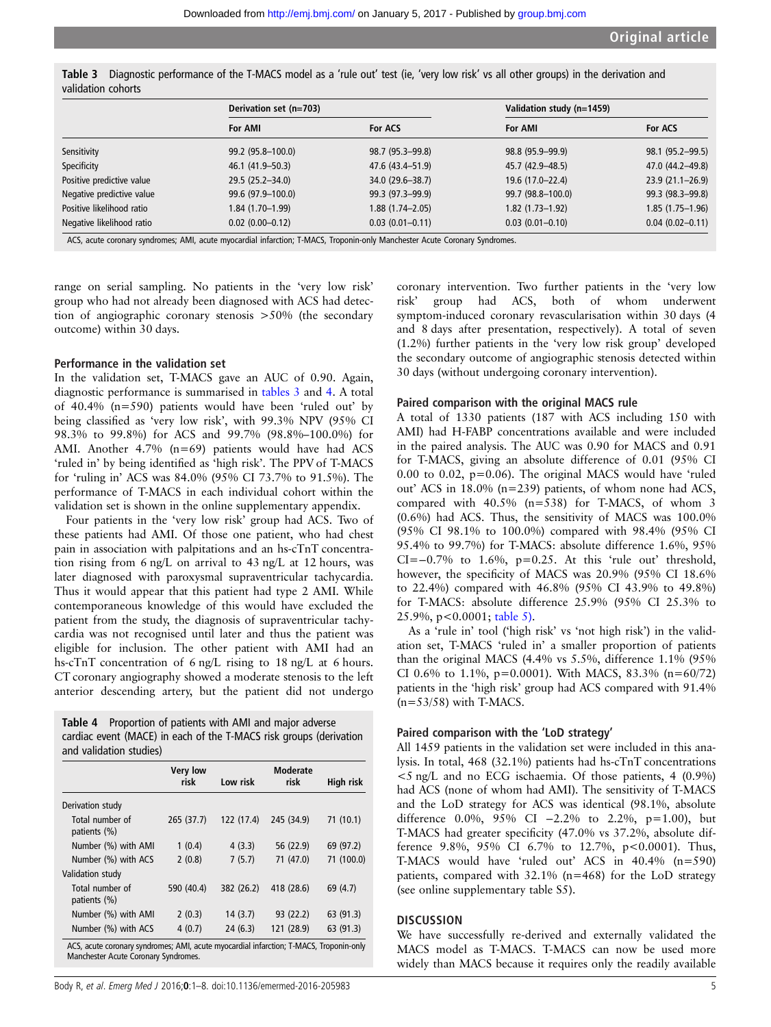**Table 3** Diagnostic performance of the T-MACS model as a 'rule out' test (ie, 'very low risk' vs all other groups) in the derivation and validation cohorts

| | Derivation set (n=703) | | Validation study (n=1459) | |
|---|---|---|---|---|
| | For AMI | For ACS | For AMI | For ACS |
| Sensitivity | 99.2 (95.8–100.0) | 98.7 (95.3–99.8) | 98.8 (95.9–99.9) | 98.1 (95.2–99.5) |
| Specificity | 46.1 (41.9–50.3) | 47.6 (43.4–51.9) | 45.7 (42.9–48.5) | 47.0 (44.2–49.8) |
| Positive predictive value | 29.5 (25.2–34.0) | 34.0 (29.6–38.7) | 19.6 (17.0–22.4) | 23.9 (21.1–26.9) |
| Negative predictive value | 99.6 (97.9–100.0) | 99.3 (97.3–99.9) | 99.7 (98.8–100.0) | 99.3 (98.3–99.8) |
| Positive likelihood ratio | 1.84 (1.70–1.99) | 1.88 (1.74–2.05) | 1.82 (1.73–1.92) | 1.85 (1.75–1.96) |
| Negative likelihood ratio | 0.02 (0.00–0.12) | 0.03 (0.01–0.11) | 0.03 (0.01–0.10) | 0.04 (0.02–0.11) |

ACS, acute coronary syndromes; AMI, acute myocardial infarction; T-MACS, Troponin-only Manchester Acute Coronary Syndromes.

range on serial sampling. No patients in the 'very low risk' group who had not already been diagnosed with ACS had detection of angiographic coronary stenosis >50% (the secondary outcome) within 30 days.

### Performance in the validation set

In the validation set, T-MACS gave an AUC of 0.90. Again, diagnostic performance is summarised in tables 3 and 4. A total of 40.4% (n=590) patients would have been 'ruled out' by being classified as 'very low risk', with 99.3% NPV (95% CI 98.3% to 99.8%) for ACS and 99.7% (98.8%–100.0%) for AMI. Another 4.7% (n=69) patients would have had ACS 'ruled in' by being identified as 'high risk'. The PPV of T-MACS for 'ruling in' ACS was 84.0% (95% CI 73.7% to 91.5%). The performance of T-MACS in each individual cohort within the validation set is shown in the online supplementary appendix.

Four patients in the 'very low risk' group had ACS. Two of these patients had AMI. Of those one patient, who had chest pain in association with palpitations and an hs-cTnT concentration rising from 6 ng/L on arrival to 43 ng/L at 12 hours, was later diagnosed with paroxysmal supraventricular tachycardia. Thus it would appear that this patient had type 2 AMI. While contemporaneous knowledge of this would have excluded the patient from the study, the diagnosis of supraventricular tachycardia was not recognised until later and thus the patient was eligible for inclusion. The other patient with AMI had an hs-cTnT concentration of 6 ng/L rising to 18 ng/L at 6 hours. CT coronary angiography showed a moderate stenosis to the left anterior descending artery, but the patient did not undergo coronary intervention. Two further patients in the 'very low risk' group had ACS, both of whom underwent symptom-induced coronary revascularisation within 30 days (4 and 8 days after presentation, respectively). A total of seven (1.2%) further patients in the 'very low risk group' developed the secondary outcome of angiographic stenosis detected within 30 days (without undergoing coronary intervention).

**Table 4** Proportion of patients with AMI and major adverse cardiac event (MACE) in each of the T-MACS risk groups (derivation and validation studies)

| | Very low risk | Low risk | Moderate risk | High risk |
|---|---|---|---|---|
| Derivation study | | | | |
| Total number of patients (%) | 265 (37.7) | 122 (17.4) | 245 (34.9) | 71 (10.1) |
| Number (%) with AMI | 1 (0.4) | 4 (3.3) | 56 (22.9) | 69 (97.2) |
| Number (%) with ACS | 2 (0.8) | 7 (5.7) | 71 (47.0) | 71 (100.0) |
| Validation study | | | | |
| Total number of patients (%) | 590 (40.4) | 382 (26.2) | 418 (28.6) | 69 (4.7) |
| Number (%) with AMI | 2 (0.3) | 14 (3.7) | 93 (22.2) | 63 (91.3) |
| Number (%) with ACS | 4 (0.7) | 24 (6.3) | 121 (28.9) | 63 (91.3) |

ACS, acute coronary syndromes; AMI, acute myocardial infarction; T-MACS, Troponin-only Manchester Acute Coronary Syndromes.

### Paired comparison with the original MACS rule

A total of 1330 patients (187 with ACS including 150 with AMI) had H-FABP concentrations available and were included in the paired analysis. The AUC was 0.90 for MACS and 0.91 for T-MACS, giving an absolute difference of 0.01 (95% CI 0.00 to 0.02, p=0.06). The original MACS would have 'ruled out' ACS in 18.0% (n=239) patients, of whom none had ACS, compared with 40.5% (n=538) for T-MACS, of whom 3 (0.6%) had ACS. Thus, the sensitivity of MACS was 100.0% (95% CI 98.1% to 100.0%) compared with 98.4% (95% CI 95.4% to 99.7%) for T-MACS: absolute difference 1.6%, 95% CI=−0.7% to 1.6%, p=0.25. At this 'rule out' threshold, however, the specificity of MACS was 20.9% (95% CI 18.6% to 22.4%) compared with 46.8% (95% CI 43.9% to 49.8%) for T-MACS: absolute difference 25.9% (95% CI 25.3% to 25.9%, p<0.0001; table 5).

As a 'rule in' tool ('high risk' vs 'not high risk') in the validation set, T-MACS 'ruled in' a smaller proportion of patients than the original MACS (4.4% vs 5.5%, difference 1.1% (95% CI 0.6% to 1.1%, p=0.0001). With MACS, 83.3% (n=60/72) patients in the 'high risk' group had ACS compared with 91.4% (n=53/58) with T-MACS.

### Paired comparison with the 'LoD strategy'

All 1459 patients in the validation set were included in this analysis. In total, 468 (32.1%) patients had hs-cTnT concentrations <5 ng/L and no ECG ischaemia. Of those patients, 4 (0.9%) had ACS (none of whom had AMI). The sensitivity of T-MACS and the LoD strategy for ACS was identical (98.1%, absolute difference 0.0%, 95% CI −2.2% to 2.2%, p=1.00), but T-MACS had greater specificity (47.0% vs 37.2%, absolute difference 9.8%, 95% CI 6.7% to 12.7%, p<0.0001). Thus, T-MACS would have 'ruled out' ACS in 40.4% (n=590) patients, compared with 32.1% (n=468) for the LoD strategy (see online supplementary table S5).

## DISCUSSION

We have successfully re-derived and externally validated the MACS model as T-MACS. T-MACS can now be used more widely than MACS because it requires only the readily available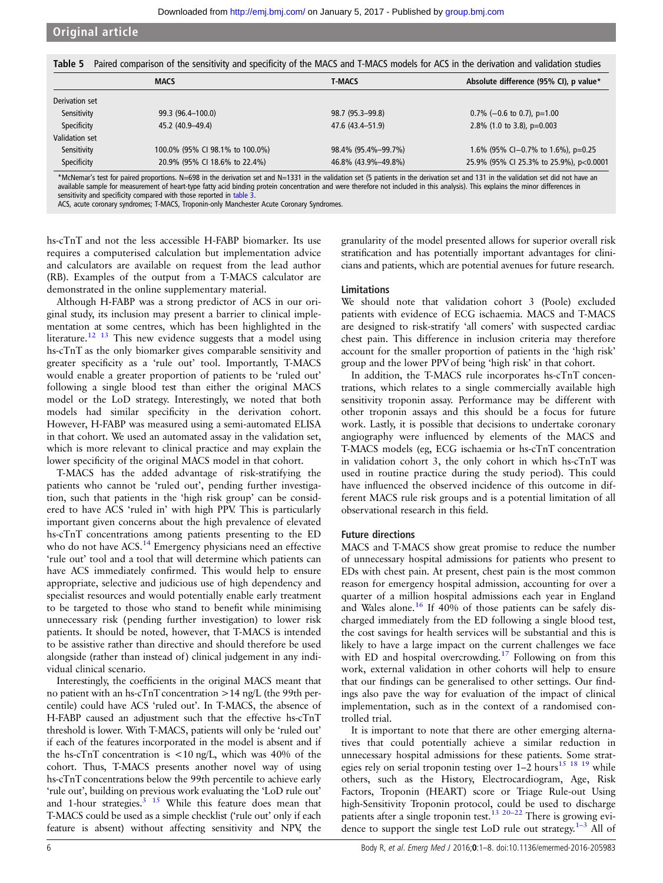**Table 5** Paired comparison of the sensitivity and specificity of the MACS and T-MACS models for ACS in the derivation and validation studies

| | MACS | T-MACS | Absolute difference (95% CI), p value* |
|---|---|---|---|
| Derivation set | | | |
| Sensitivity | 99.3 (96.4–100.0) | 98.7 (95.3–99.8) | 0.7% (−0.6 to 0.7), p=1.00 |
| Specificity | 45.2 (40.9–49.4) | 47.6 (43.4–51.9) | 2.8% (1.0 to 3.8), p=0.003 |
| Validation set | | | |
| Sensitivity | 100.0% (95% CI 98.1% to 100.0%) | 98.4% (95.4%–99.7%) | 1.6% (95% CI−0.7% to 1.6%), p=0.25 |
| Specificity | 20.9% (95% CI 18.6% to 22.4%) | 46.8% (43.9%–49.8%) | 25.9% (95% CI 25.3% to 25.9%), p<0.0001 |

*McNemar's test for paired proportions. N=698 in the derivation set and N=1331 in the validation set (5 patients in the derivation set and 131 in the validation set did not have an available sample for measurement of heart-type fatty acid binding protein concentration and were therefore not included in this analysis). This explains the minor differences in sensitivity and specificity compared with those reported in table 3.
ACS, acute coronary syndromes; T-MACS, Troponin-only Manchester Acute Coronary Syndromes.

hs-cTnT and not the less accessible H-FABP biomarker. Its use requires a computerised calculation but implementation advice and calculators are available on request from the lead author (RB). Examples of the output from a T-MACS calculator are demonstrated in the online supplementary material.

Although H-FABP was a strong predictor of ACS in our original study, its inclusion may present a barrier to clinical implementation at some centres, which has been highlighted in the literature.[12 13] This new evidence suggests that a model using hs-cTnT as the only biomarker gives comparable sensitivity and greater specificity as a 'rule out' tool. Importantly, T-MACS would enable a greater proportion of patients to be 'ruled out' following a single blood test than either the original MACS model or the LoD strategy. Interestingly, we noted that both models had similar specificity in the derivation cohort. However, H-FABP was measured using a semi-automated ELISA in that cohort. We used an automated assay in the validation set, which is more relevant to clinical practice and may explain the lower specificity of the original MACS model in that cohort.

T-MACS has the added advantage of risk-stratifying the patients who cannot be 'ruled out', pending further investigation, such that patients in the 'high risk group' can be considered to have ACS 'ruled in' with high PPV. This is particularly important given concerns about the high prevalence of elevated hs-cTnT concentrations among patients presenting to the ED who do not have ACS.[14] Emergency physicians need an effective 'rule out' tool and a tool that will determine which patients can have ACS immediately confirmed. This would help to ensure appropriate, selective and judicious use of high dependency and specialist resources and would potentially enable early treatment to be targeted to those who stand to benefit while minimising unnecessary risk (pending further investigation) to lower risk patients. It should be noted, however, that T-MACS is intended to be assistive rather than directive and should therefore be used alongside (rather than instead of) clinical judgement in any individual clinical scenario.

Interestingly, the coefficients in the original MACS meant that no patient with an hs-cTnT concentration >14 ng/L (the 99th percentile) could have ACS 'ruled out'. In T-MACS, the absence of H-FABP caused an adjustment such that the effective hs-cTnT threshold is lower. With T-MACS, patients will only be 'ruled out' if each of the features incorporated in the model is absent and if the hs-cTnT concentration is <10 ng/L, which was 40% of the cohort. Thus, T-MACS presents another novel way of using hs-cTnT concentrations below the 99th percentile to achieve early 'rule out', building on previous work evaluating the 'LoD rule out' and 1-hour strategies.[3 15] While this feature does mean that T-MACS could be used as a simple checklist ('rule out' only if each feature is absent) without affecting sensitivity and NPV, the granularity of the model presented allows for superior overall risk stratification and has potentially important advantages for clinicians and patients, which are potential avenues for future research.

### Limitations

We should note that validation cohort 3 (Poole) excluded patients with evidence of ECG ischaemia. MACS and T-MACS are designed to risk-stratify 'all comers' with suspected cardiac chest pain. This difference in inclusion criteria may therefore account for the smaller proportion of patients in the 'high risk' group and the lower PPV of being 'high risk' in that cohort.

In addition, the T-MACS rule incorporates hs-cTnT concentrations, which relates to a single commercially available high sensitivity troponin assay. Performance may be different with other troponin assays and this should be a focus for future work. Lastly, it is possible that decisions to undertake coronary angiography were influenced by elements of the MACS and T-MACS models (eg, ECG ischaemia or hs-cTnT concentration in validation cohort 3, the only cohort in which hs-cTnT was used in routine practice during the study period). This could have influenced the observed incidence of this outcome in different MACS rule risk groups and is a potential limitation of all observational research in this field.

### Future directions

MACS and T-MACS show great promise to reduce the number of unnecessary hospital admissions for patients who present to EDs with chest pain. At present, chest pain is the most common reason for emergency hospital admission, accounting for over a quarter of a million hospital admissions each year in England and Wales alone.[16] If 40% of those patients can be safely discharged immediately from the ED following a single blood test, the cost savings for health services will be substantial and this is likely to have a large impact on the current challenges we face with ED and hospital overcrowding.[17] Following on from this work, external validation in other cohorts will help to ensure that our findings can be generalised to other settings. Our findings also pave the way for evaluation of the impact of clinical implementation, such as in the context of a randomised controlled trial.

It is important to note that there are other emerging alternatives that could potentially achieve a similar reduction in unnecessary hospital admissions for these patients. Some strategies rely on serial troponin testing over 1–2 hours[15 18 19] while others, such as the History, Electrocardiogram, Age, Risk Factors, Troponin (HEART) score or Triage Rule-out Using high-Sensitivity Troponin protocol, could be used to discharge patients after a single troponin test.[13 20–22] There is growing evidence to support the single test LoD rule out strategy.[1–3] All of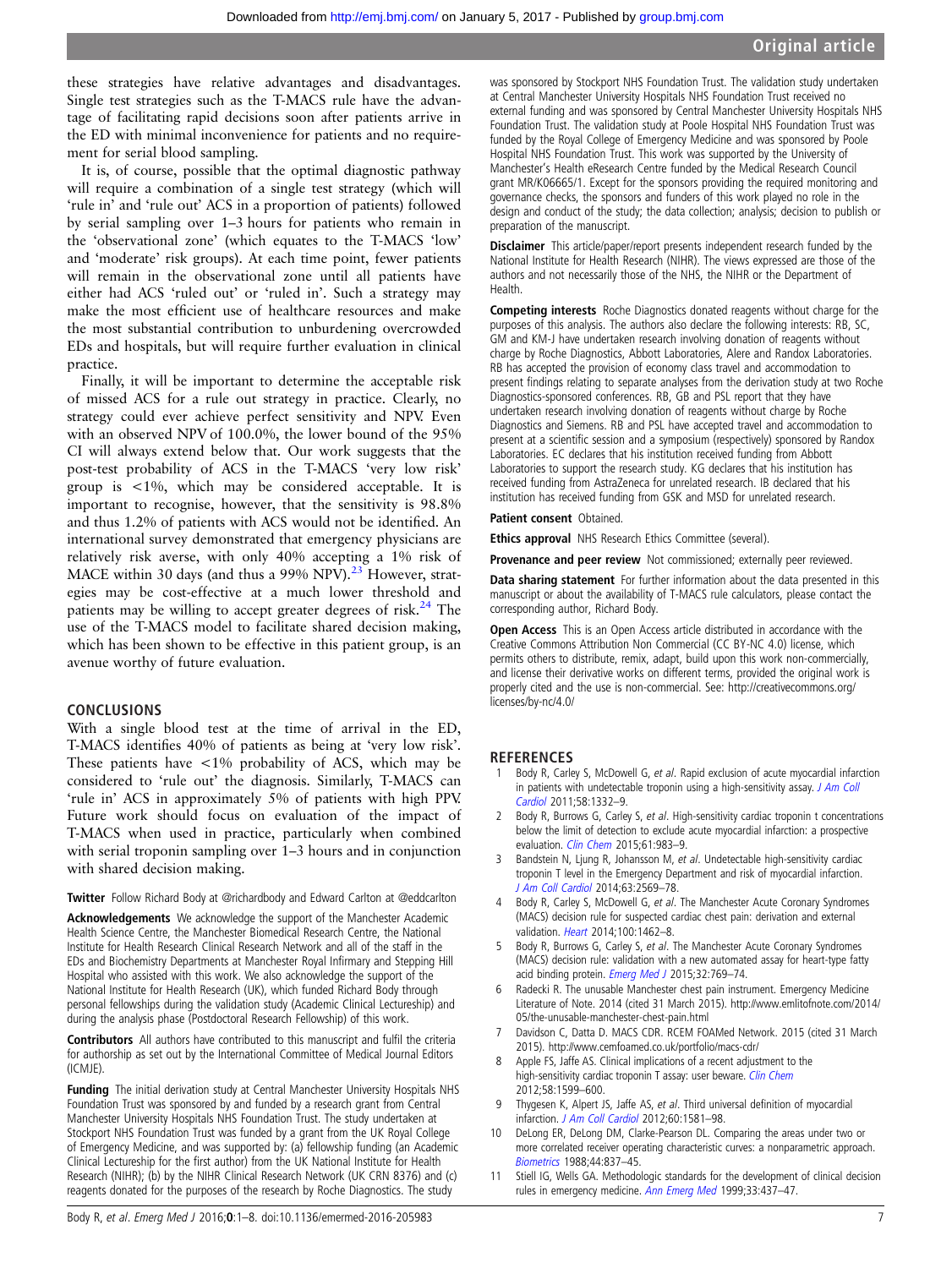these strategies have relative advantages and disadvantages. Single test strategies such as the T-MACS rule have the advantage of facilitating rapid decisions soon after patients arrive in the ED with minimal inconvenience for patients and no requirement for serial blood sampling.

It is, of course, possible that the optimal diagnostic pathway will require a combination of a single test strategy (which will 'rule in' and 'rule out' ACS in a proportion of patients) followed by serial sampling over 1–3 hours for patients who remain in the 'observational zone' (which equates to the T-MACS 'low' and 'moderate' risk groups). At each time point, fewer patients will remain in the observational zone until all patients have either had ACS 'ruled out' or 'ruled in'. Such a strategy may make the most efficient use of healthcare resources and make the most substantial contribution to unburdening overcrowded EDs and hospitals, but will require further evaluation in clinical practice.

Finally, it will be important to determine the acceptable risk of missed ACS for a rule out strategy in practice. Clearly, no strategy could ever achieve perfect sensitivity and NPV. Even with an observed NPV of 100.0%, the lower bound of the 95% CI will always extend below that. Our work suggests that the post-test probability of ACS in the T-MACS 'very low risk' group is <1%, which may be considered acceptable. It is important to recognise, however, that the sensitivity is 98.8% and thus 1.2% of patients with ACS would not be identified. An international survey demonstrated that emergency physicians are relatively risk averse, with only 40% accepting a 1% risk of MACE within 30 days (and thus a 99% NPV).[23] However, strategies may be cost-effective at a much lower threshold and patients may be willing to accept greater degrees of risk.[24] The use of the T-MACS model to facilitate shared decision making, which has been shown to be effective in this patient group, is an avenue worthy of future evaluation.

## CONCLUSIONS

With a single blood test at the time of arrival in the ED, T-MACS identifies 40% of patients as being at 'very low risk'. These patients have <1% probability of ACS, which may be considered to 'rule out' the diagnosis. Similarly, T-MACS can 'rule in' ACS in approximately 5% of patients with high PPV. Future work should focus on evaluation of the impact of T-MACS when used in practice, particularly when combined with serial troponin sampling over 1–3 hours and in conjunction with shared decision making.

**Twitter** Follow Richard Body at @richardbody and Edward Carlton at @eddcarlton

**Acknowledgements** We acknowledge the support of the Manchester Academic Health Science Centre, the Manchester Biomedical Research Centre, the National Institute for Health Research Clinical Research Network and all of the staff in the EDs and Biochemistry Departments at Manchester Royal Infirmary and Stepping Hill Hospital who assisted with this work. We also acknowledge the support of the National Institute for Health Research (UK), which funded Richard Body through personal fellowships during the validation study (Academic Clinical Lectureship) and during the analysis phase (Postdoctoral Research Fellowship) of this work.

**Contributors** All authors have contributed to this manuscript and fulfil the criteria for authorship as set out by the International Committee of Medical Journal Editors (ICMJE).

**Funding** The initial derivation study at Central Manchester University Hospitals NHS Foundation Trust was sponsored by and funded by a research grant from Central Manchester University Hospitals NHS Foundation Trust. The study undertaken at Stockport NHS Foundation Trust was funded by a grant from the UK Royal College of Emergency Medicine, and was supported by: (a) fellowship funding (an Academic Clinical Lectureship for the first author) from the UK National Institute for Health Research (NIHR); (b) by the NIHR Clinical Research Network (UK CRN 8376) and (c) reagents donated for the purposes of the research by Roche Diagnostics. The study was sponsored by Stockport NHS Foundation Trust. The validation study undertaken at Central Manchester University Hospitals NHS Foundation Trust received no external funding and was sponsored by Central Manchester University Hospitals NHS Foundation Trust. The validation study at Poole Hospital NHS Foundation Trust was funded by the Royal College of Emergency Medicine and was sponsored by Poole Hospital NHS Foundation Trust. This work was supported by the University of Manchester's Health eResearch Centre funded by the Medical Research Council grant MR/K06665/1. Except for the sponsors providing the required monitoring and governance checks, the sponsors and funders of this work played no role in the design and conduct of the study; the data collection; analysis; decision to publish or preparation of the manuscript.

**Disclaimer** This article/paper/report presents independent research funded by the National Institute for Health Research (NIHR). The views expressed are those of the authors and not necessarily those of the NHS, the NIHR or the Department of Health.

**Competing interests** Roche Diagnostics donated reagents without charge for the purposes of this analysis. The authors also declare the following interests: RB, SC, GM and KM-J have undertaken research involving donation of reagents without charge by Roche Diagnostics, Abbott Laboratories, Alere and Randox Laboratories. RB has accepted the provision of economy class travel and accommodation to present findings relating to separate analyses from the derivation study at two Roche Diagnostics-sponsored conferences. RB, GB and PSL report that they have undertaken research involving donation of reagents without charge by Roche Diagnostics and Siemens. RB and PSL have accepted travel and accommodation to present at a scientific session and a symposium (respectively) sponsored by Randox Laboratories. EC declares that his institution received funding from Abbott Laboratories to support the research study. KG declares that his institution has received funding from AstraZeneca for unrelated research. IB declared that his institution has received funding from GSK and MSD for unrelated research.

**Patient consent** Obtained.

**Ethics approval** NHS Research Ethics Committee (several).

**Provenance and peer review** Not commissioned; externally peer reviewed.

**Data sharing statement** For further information about the data presented in this manuscript or about the availability of T-MACS rule calculators, please contact the corresponding author, Richard Body.

**Open Access** This is an Open Access article distributed in accordance with the Creative Commons Attribution Non Commercial (CC BY-NC 4.0) license, which permits others to distribute, remix, adapt, build upon this work non-commercially, and license their derivative works on different terms, provided the original work is properly cited and the use is non-commercial. See: http://creativecommons.org/licenses/by-nc/4.0/

## REFERENCES

1. Body R, Carley S, McDowell G, *et al*. Rapid exclusion of acute myocardial infarction in patients with undetectable troponin using a high-sensitivity assay. *J Am Coll Cardiol* 2011;58:1332–9.
2. Body R, Burrows G, Carley S, *et al*. High-sensitivity cardiac troponin t concentrations below the limit of detection to exclude acute myocardial infarction: a prospective evaluation. *Clin Chem* 2015;61:983–9.
3. Bandstein N, Ljung R, Johansson M, *et al*. Undetectable high-sensitivity cardiac troponin T level in the Emergency Department and risk of myocardial infarction. *J Am Coll Cardiol* 2014;63:2569–78.
4. Body R, Carley S, McDowell G, *et al*. The Manchester Acute Coronary Syndromes (MACS) decision rule for suspected cardiac chest pain: derivation and external validation. *Heart* 2014;100:1462–8.
5. Body R, Burrows G, Carley S, *et al*. The Manchester Acute Coronary Syndromes (MACS) decision rule: validation with a new automated assay for heart-type fatty acid binding protein. *Emerg Med J* 2015;32:769–74.
6. Radecki R. The unusable Manchester chest pain instrument. Emergency Medicine Literature of Note. 2014 (cited 31 March 2015). http://www.emlitofnote.com/2014/05/the-unusable-manchester-chest-pain.html
7. Davidson C, Datta D. MACS CDR. RCEM FOAMed Network. 2015 (cited 31 March 2015). http://www.cemfoamed.co.uk/portfolio/macs-cdr/
8. Apple FS, Jaffe AS. Clinical implications of a recent adjustment to the high-sensitivity cardiac troponin T assay: user beware. *Clin Chem* 2012;58:1599–600.
9. Thygesen K, Alpert JS, Jaffe AS, *et al*. Third universal definition of myocardial infarction. *J Am Coll Cardiol* 2012;60:1581–98.
10. DeLong ER, DeLong DM, Clarke-Pearson DL. Comparing the areas under two or more correlated receiver operating characteristic curves: a nonparametric approach. *Biometrics* 1988;44:837–45.
11. Stiell IG, Wells GA. Methodologic standards for the development of clinical decision rules in emergency medicine. *Ann Emerg Med* 1999;33:437–47.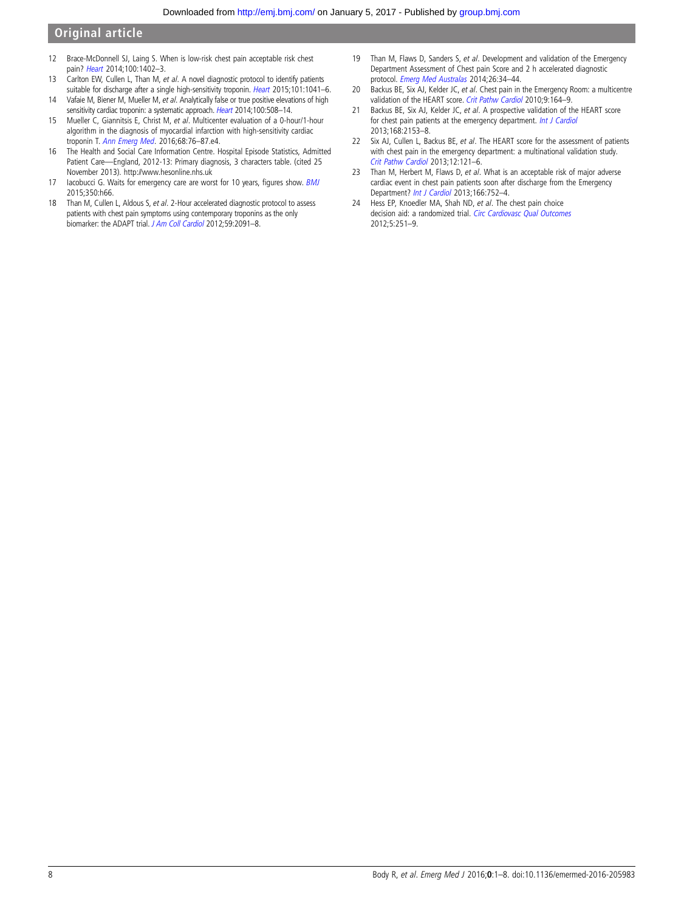12 Brace-McDonnell SJ, Laing S. When is low-risk chest pain acceptable risk chest pain? *Heart* 2014;100:1402–3.

13 Carlton EW, Cullen L, Than M, *et al*. A novel diagnostic protocol to identify patients suitable for discharge after a single high-sensitivity troponin. *Heart* 2015;101:1041–6.

14 Vafaie M, Biener M, Mueller M, *et al*. Analytically false or true positive elevations of high sensitivity cardiac troponin: a systematic approach. *Heart* 2014;100:508–14.

15 Mueller C, Giannitsis E, Christ M, *et al*. Multicenter evaluation of a 0-hour/1-hour algorithm in the diagnosis of myocardial infarction with high-sensitivity cardiac troponin T. *Ann Emerg Med*. 2016;68:76–87.e4.

16 The Health and Social Care Information Centre. Hospital Episode Statistics, Admitted Patient Care—England, 2012-13: Primary diagnosis, 3 characters table. (cited 25 November 2013). http://www.hesonline.nhs.uk

17 Iacobucci G. Waits for emergency care are worst for 10 years, figures show. *BMJ* 2015;350:h66.

18 Than M, Cullen L, Aldous S, *et al*. 2-Hour accelerated diagnostic protocol to assess patients with chest pain symptoms using contemporary troponins as the only biomarker: the ADAPT trial. *J Am Coll Cardiol* 2012;59:2091–8.

19 Than M, Flaws D, Sanders S, *et al*. Development and validation of the Emergency Department Assessment of Chest pain Score and 2 h accelerated diagnostic protocol. *Emerg Med Australas* 2014;26:34–44.

20 Backus BE, Six AJ, Kelder JC, *et al*. Chest pain in the Emergency Room: a multicentre validation of the HEART score. *Crit Pathw Cardiol* 2010;9:164–9.

21 Backus BE, Six AJ, Kelder JC, *et al*. A prospective validation of the HEART score for chest pain patients at the emergency department. *Int J Cardiol* 2013;168:2153–8.

22 Six AJ, Cullen L, Backus BE, *et al*. The HEART score for the assessment of patients with chest pain in the emergency department: a multinational validation study. *Crit Pathw Cardiol* 2013;12:121–6.

23 Than M, Herbert M, Flaws D, *et al*. What is an acceptable risk of major adverse cardiac event in chest pain patients soon after discharge from the Emergency Department? *Int J Cardiol* 2013;166:752–4.

24 Hess EP, Knoedler MA, Shah ND, *et al*. The chest pain choice decision aid: a randomized trial. *Circ Cardiovasc Qual Outcomes* 2012;5:251–9.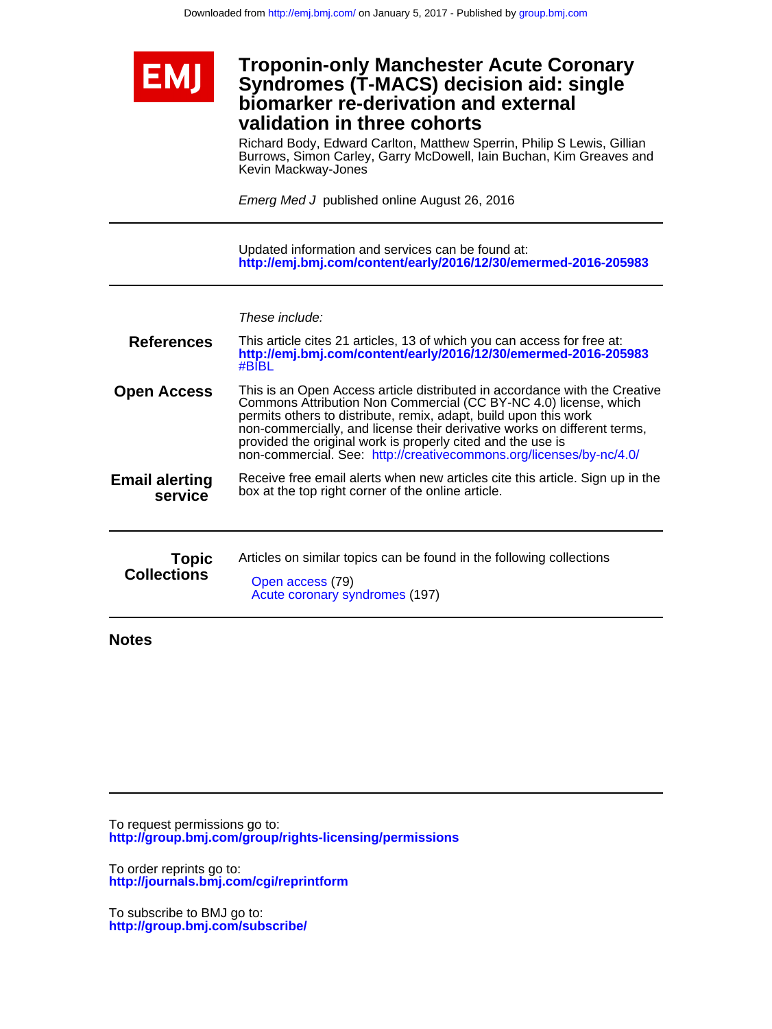Downloaded from http://emj.bmj.com/ on January 5, 2017 - Published by group.bmj.com

EMJ

# Troponin-only Manchester Acute Coronary Syndromes (T-MACS) decision aid: single biomarker re-derivation and external validation in three cohorts

Richard Body, Edward Carlton, Matthew Sperrin, Philip S Lewis, Gillian Burrows, Simon Carley, Garry McDowell, Iain Buchan, Kim Greaves and Kevin Mackway-Jones

*Emerg Med J* published online August 26, 2016

Updated information and services can be found at:
**http://emj.bmj.com/content/early/2016/12/30/emermed-2016-205983**

*These include:*

**References**

This article cites 21 articles, 13 of which you can access for free at:
**http://emj.bmj.com/content/early/2016/12/30/emermed-2016-205983#BIBL**

**Open Access**

This is an Open Access article distributed in accordance with the Creative Commons Attribution Non Commercial (CC BY-NC 4.0) license, which permits others to distribute, remix, adapt, build upon this work non-commercially, and license their derivative works on different terms, provided the original work is properly cited and the use is non-commercial. See: http://creativecommons.org/licenses/by-nc/4.0/

**Email alerting service**

Receive free email alerts when new articles cite this article. Sign up in the box at the top right corner of the online article.

**Topic Collections**

Articles on similar topics can be found in the following collections

- Open access (79)
- Acute coronary syndromes (197)

## Notes

To request permissions go to:
**http://group.bmj.com/group/rights-licensing/permissions**

To order reprints go to:
**http://journals.bmj.com/cgi/reprintform**

To subscribe to BMJ go to:
**http://group.bmj.com/subscribe/**